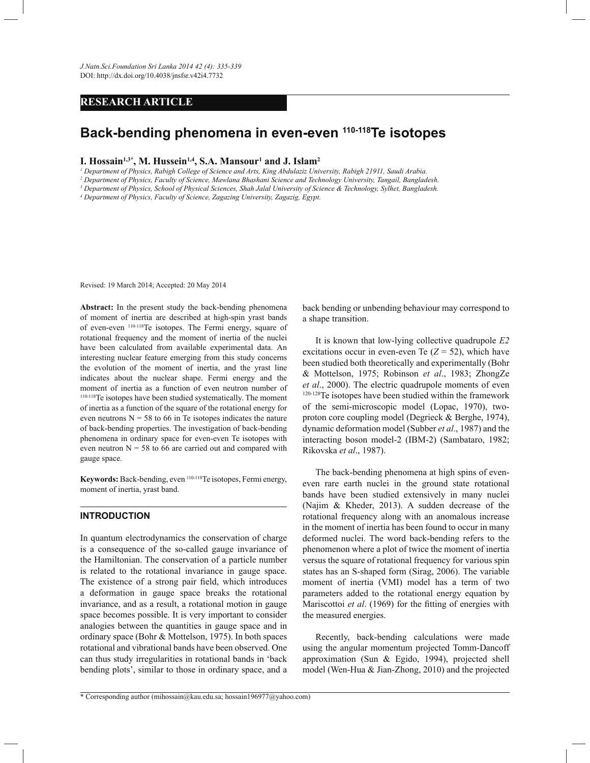RESEARCH ARTICLE

# Back-bending phenomena in even-even $^{110-118}$Te isotopes

**I. Hossain[1,3*], M. Hussein[1,4], S.A. Mansour[1] and J. Islam[2]**

[1] *Department of Physics, Rabigh College of Science and Arts, King Abdulaziz University, Rabigh 21911, Saudi Arabia.*
[2] *Department of Physics, Faculty of Science, Mawlana Bhashani Science and Technology University, Tangail, Bangladesh.*
[3] *Department of Physics, School of Physical Sciences, Shah Jalal University of Science & Technology, Sylhet, Bangladesh.*
[4] *Department of Physics, Faculty of Science, Zagazing University, Zagazig, Egypt.*

Revised: 19 March 2014; Accepted: 20 May 2014

**Abstract:** In the present study the back-bending phenomena of moment of inertia are described at high-spin yrast bands of even-even $^{110-118}$Te isotopes. The Fermi energy, square of rotational frequency and the moment of inertia of the nuclei have been calculated from available experimental data. An interesting nuclear feature emerging from this study concerns the evolution of the moment of inertia, and the yrast line indicates about the nuclear shape. Fermi energy and the moment of inertia as a function of even neutron number of $^{110-118}$Te isotopes have been studied systematically. The moment of inertia as a function of the square of the rotational energy for even neutrons N = 58 to 66 in Te isotopes indicates the nature of back-bending properties. The investigation of back-bending phenomena in ordinary space for even-even Te isotopes with even neutron N = 58 to 66 are carried out and compared with gauge space.

**Keywords:** Back-bending, even $^{110-118}$Te isotopes, Fermi energy, moment of inertia, yrast band.

## INTRODUCTION

In quantum electrodynamics the conservation of charge is a consequence of the so-called gauge invariance of the Hamiltonian. The conservation of a particle number is related to the rotational invariance in gauge space. The existence of a strong pair field, which introduces a deformation in gauge space breaks the rotational invariance, and as a result, a rotational motion in gauge space becomes possible. It is very important to consider analogies between the quantities in gauge space and in ordinary space (Bohr & Mottelson, 1975). In both spaces rotational and vibrational bands have been observed. One can thus study irregularities in rotational bands in 'back bending plots', similar to those in ordinary space, and a back bending or unbending behaviour may correspond to a shape transition.

It is known that low-lying collective quadrupole *E2* excitations occur in even-even Te ($Z = 52$), which have been studied both theoretically and experimentally (Bohr & Mottelson, 1975; Robinson *et al*., 1983; ZhongZe *et al*., 2000). The electric quadrupole moments of even $^{120-128}$Te isotopes have been studied within the framework of the semi-microscopic model (Lopac, 1970), two-proton core coupling model (Degrieck & Berghe, 1974), dynamic deformation model (Subber *et al*., 1987) and the interacting boson model-2 (IBM-2) (Sambataro, 1982; Rikovska *et al*., 1987).

The back-bending phenomena at high spins of even-even rare earth nuclei in the ground state rotational bands have been studied extensively in many nuclei (Najim & Kheder, 2013). A sudden decrease of the rotational frequency along with an anomalous increase in the moment of inertia has been found to occur in many deformed nuclei. The word back-bending refers to the phenomenon where a plot of twice the moment of inertia versus the square of rotational frequency for various spin states has an S-shaped form (Sirag, 2006). The variable moment of inertia (VMI) model has a term of two parameters added to the rotational energy equation by Mariscottoi *et al*. (1969) for the fitting of energies with the measured energies.

Recently, back-bending calculations were made using the angular momentum projected Tomm-Dancoff approximation (Sun & Egido, 1994), projected shell model (Wen-Hua & Jian-Zhong, 2010) and the projected

* Corresponding author (mihossain@kau.edu.sa; hossain196977@yahoo.com)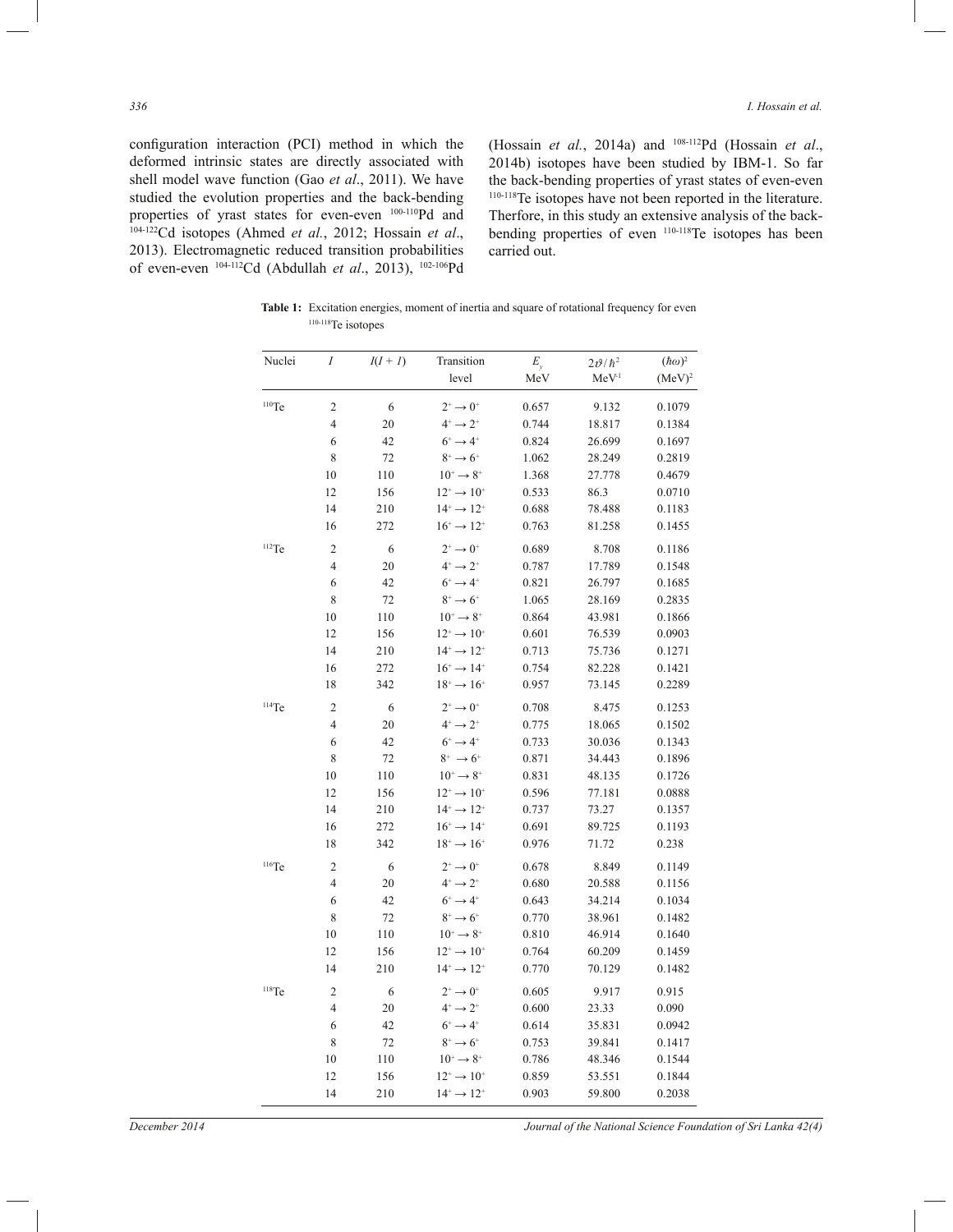configuration interaction (PCI) method in which the deformed intrinsic states are directly associated with shell model wave function (Gao *et al*., 2011). We have studied the evolution properties and the back-bending properties of yrast states for even-even $^{100-110}$Pd and $^{104-122}$Cd isotopes (Ahmed *et al.*, 2012; Hossain *et al*., 2013). Electromagnetic reduced transition probabilities of even-even $^{104-112}$Cd (Abdullah *et al*., 2013), $^{102-106}$Pd (Hossain *et al.*, 2014a) and $^{108-112}$Pd (Hossain *et al*., 2014b) isotopes have been studied by IBM-1. So far the back-bending properties of yrast states of even-even $^{110-118}$Te isotopes have not been reported in the literature. Therfore, in this study an extensive analysis of the back-bending properties of even $^{110-118}$Te isotopes has been carried out.

**Table 1:** Excitation energies, moment of inertia and square of rotational frequency for even $^{110-118}$Te isotopes

| Nuclei | $I$ | $I(I+1)$ | Transition level | $E_\gamma$ MeV | $2\vartheta/\hbar^2$ MeV$^{-1}$ | $(\hbar\omega)^2$ (MeV)$^2$ |
|---|---|---|---|---|---|---|
| $^{110}$Te | 2 | 6 | $2^+ \rightarrow 0^+$ | 0.657 | 9.132 | 0.1079 |
| | 4 | 20 | $4^+ \rightarrow 2^+$ | 0.744 | 18.817 | 0.1384 |
| | 6 | 42 | $6^+ \rightarrow 4^+$ | 0.824 | 26.699 | 0.1697 |
| | 8 | 72 | $8^+ \rightarrow 6^+$ | 1.062 | 28.249 | 0.2819 |
| | 10 | 110 | $10^+ \rightarrow 8^+$ | 1.368 | 27.778 | 0.4679 |
| | 12 | 156 | $12^+ \rightarrow 10^+$ | 0.533 | 86.3 | 0.0710 |
| | 14 | 210 | $14^+ \rightarrow 12^+$ | 0.688 | 78.488 | 0.1183 |
| | 16 | 272 | $16^+ \rightarrow 12^+$ | 0.763 | 81.258 | 0.1455 |
| $^{112}$Te | 2 | 6 | $2^+ \rightarrow 0^+$ | 0.689 | 8.708 | 0.1186 |
| | 4 | 20 | $4^+ \rightarrow 2^+$ | 0.787 | 17.789 | 0.1548 |
| | 6 | 42 | $6^+ \rightarrow 4^+$ | 0.821 | 26.797 | 0.1685 |
| | 8 | 72 | $8^+ \rightarrow 6^+$ | 1.065 | 28.169 | 0.2835 |
| | 10 | 110 | $10^+ \rightarrow 8^+$ | 0.864 | 43.981 | 0.1866 |
| | 12 | 156 | $12^+ \rightarrow 10^+$ | 0.601 | 76.539 | 0.0903 |
| | 14 | 210 | $14^+ \rightarrow 12^+$ | 0.713 | 75.736 | 0.1271 |
| | 16 | 272 | $16^+ \rightarrow 14^+$ | 0.754 | 82.228 | 0.1421 |
| | 18 | 342 | $18^+ \rightarrow 16^+$ | 0.957 | 73.145 | 0.2289 |
| $^{114}$Te | 2 | 6 | $2^+ \rightarrow 0^+$ | 0.708 | 8.475 | 0.1253 |
| | 4 | 20 | $4^+ \rightarrow 2^+$ | 0.775 | 18.065 | 0.1502 |
| | 6 | 42 | $6^+ \rightarrow 4^+$ | 0.733 | 30.036 | 0.1343 |
| | 8 | 72 | $8^+ \rightarrow 6^+$ | 0.871 | 34.443 | 0.1896 |
| | 10 | 110 | $10^+ \rightarrow 8^+$ | 0.831 | 48.135 | 0.1726 |
| | 12 | 156 | $12^+ \rightarrow 10^+$ | 0.596 | 77.181 | 0.0888 |
| | 14 | 210 | $14^+ \rightarrow 12^+$ | 0.737 | 73.27 | 0.1357 |
| | 16 | 272 | $16^+ \rightarrow 14^+$ | 0.691 | 89.725 | 0.1193 |
| | 18 | 342 | $18^+ \rightarrow 16^+$ | 0.976 | 71.72 | 0.238 |
| $^{116}$Te | 2 | 6 | $2^+ \rightarrow 0^+$ | 0.678 | 8.849 | 0.1149 |
| | 4 | 20 | $4^+ \rightarrow 2^+$ | 0.680 | 20.588 | 0.1156 |
| | 6 | 42 | $6^+ \rightarrow 4^+$ | 0.643 | 34.214 | 0.1034 |
| | 8 | 72 | $8^+ \rightarrow 6^+$ | 0.770 | 38.961 | 0.1482 |
| | 10 | 110 | $10^+ \rightarrow 8^+$ | 0.810 | 46.914 | 0.1640 |
| | 12 | 156 | $12^+ \rightarrow 10^+$ | 0.764 | 60.209 | 0.1459 |
| | 14 | 210 | $14^+ \rightarrow 12^+$ | 0.770 | 70.129 | 0.1482 |
| $^{118}$Te | 2 | 6 | $2^+ \rightarrow 0^+$ | 0.605 | 9.917 | 0.915 |
| | 4 | 20 | $4^+ \rightarrow 2^+$ | 0.600 | 23.33 | 0.090 |
| | 6 | 42 | $6^+ \rightarrow 4^+$ | 0.614 | 35.831 | 0.0942 |
| | 8 | 72 | $8^+ \rightarrow 6^+$ | 0.753 | 39.841 | 0.1417 |
| | 10 | 110 | $10^+ \rightarrow 8^+$ | 0.786 | 48.346 | 0.1544 |
| | 12 | 156 | $12^+ \rightarrow 10^+$ | 0.859 | 53.551 | 0.1844 |
| | 14 | 210 | $14^+ \rightarrow 12^+$ | 0.903 | 59.800 | 0.2038 |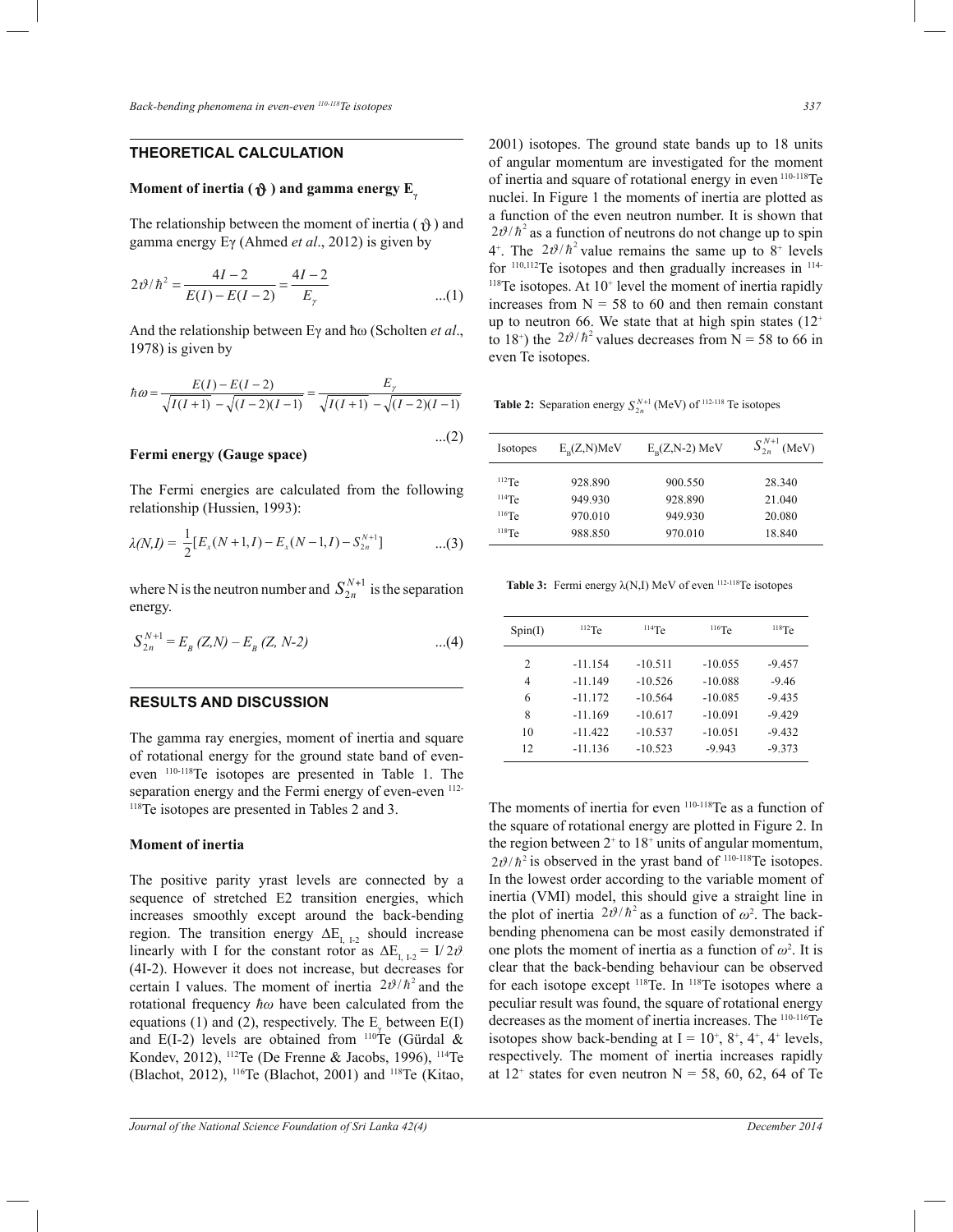## THEORETICAL CALCULATION

### Moment of inertia ( $\vartheta$ ) and gamma energy $E_\gamma$

The relationship between the moment of inertia ( $\vartheta$ ) and gamma energy Eγ (Ahmed *et al*., 2012) is given by

$$2\vartheta/\hbar^2 = \frac{4I-2}{E(I)-E(I-2)} = \frac{4I-2}{E_\gamma} \quad ...(1)$$

And the relationship between Eγ and ħω (Scholten *et al*., 1978) is given by

$$\hbar\omega = \frac{E(I)-E(I-2)}{\sqrt{I(I+1)}-\sqrt{(I-2)(I-1)}} = \frac{E_\gamma}{\sqrt{I(I+1)}-\sqrt{(I-2)(I-1)}} \quad ...(2)$$

### Fermi energy (Gauge space)

The Fermi energies are calculated from the following relationship (Hussien, 1993):

$$\lambda(N,I) = \frac{1}{2}[E_x(N+1,I) - E_x(N-1,I) - S_{2n}^{N+1}] \quad ...(3)$$

where N is the neutron number and $S_{2n}^{N+1}$ is the separation energy.

$$S_{2n}^{N+1} = E_B(Z,N) - E_B(Z, N-2) \quad ...(4)$$

## RESULTS AND DISCUSSION

The gamma ray energies, moment of inertia and square of rotational energy for the ground state band of even-even $^{110-118}$Te isotopes are presented in Table 1. The separation energy and the Fermi energy of even-even $^{112-118}$Te isotopes are presented in Tables 2 and 3.

### Moment of inertia

The positive parity yrast levels are connected by a sequence of stretched E2 transition energies, which increases smoothly except around the back-bending region. The transition energy $\Delta E_{I,\,I-2}$ should increase linearly with I for the constant rotor as $\Delta E_{I,\,I-2} = I/2\vartheta\,(4I-2)$. However it does not increase, but decreases for certain I values. The moment of inertia $2\vartheta/\hbar^2$ and the rotational frequency $\hbar\omega$ have been calculated from the equations (1) and (2), respectively. The $E_\gamma$ between E(I) and E(I-2) levels are obtained from $^{110}$Te (Gürdal & Kondev, 2012), $^{112}$Te (De Frenne & Jacobs, 1996), $^{114}$Te (Blachot, 2012), $^{116}$Te (Blachot, 2001) and $^{118}$Te (Kitao, 2001) isotopes. The ground state bands up to 18 units of angular momentum are investigated for the moment of inertia and square of rotational energy in even $^{110-118}$Te nuclei. In Figure 1 the moments of inertia are plotted as a function of the even neutron number. It is shown that $2\vartheta/\hbar^2$ as a function of neutrons do not change up to spin $4^+$. The $2\vartheta/\hbar^2$ value remains the same up to $8^+$ levels for $^{110,112}$Te isotopes and then gradually increases in $^{114-118}$Te isotopes. At $10^+$ level the moment of inertia rapidly increases from N = 58 to 60 and then remain constant up to neutron 66. We state that at high spin states ($12^+$ to $18^+$) the $2\vartheta/\hbar^2$ values decreases from N = 58 to 66 in even Te isotopes.

**Table 2:** Separation energy $S_{2n}^{N+1}$ (MeV) of $^{112-118}$ Te isotopes

| Isotopes | $E_B$(Z,N)MeV | $E_B$(Z,N-2) MeV | $S_{2n}^{N+1}$ (MeV) |
|---|---|---|---|
| $^{112}$Te | 928.890 | 900.550 | 28.340 |
| $^{114}$Te | 949.930 | 928.890 | 21.040 |
| $^{116}$Te | 970.010 | 949.930 | 20.080 |
| $^{118}$Te | 988.850 | 970.010 | 18.840 |

**Table 3:** Fermi energy λ(N,I) MeV of even $^{112-118}$Te isotopes

| Spin(I) | $^{112}$Te | $^{114}$Te | $^{116}$Te | $^{118}$Te |
|---|---|---|---|---|
| 2 | -11.154 | -10.511 | -10.055 | -9.457 |
| 4 | -11.149 | -10.526 | -10.088 | -9.46 |
| 6 | -11.172 | -10.564 | -10.085 | -9.435 |
| 8 | -11.169 | -10.617 | -10.091 | -9.429 |
| 10 | -11.422 | -10.537 | -10.051 | -9.432 |
| 12 | -11.136 | -10.523 | -9.943 | -9.373 |

The moments of inertia for even $^{110-118}$Te as a function of the square of rotational energy are plotted in Figure 2. In the region between $2^+$ to $18^+$ units of angular momentum, $2\vartheta/\hbar^2$ is observed in the yrast band of $^{110-118}$Te isotopes. In the lowest order according to the variable moment of inertia (VMI) model, this should give a straight line in the plot of inertia $2\vartheta/\hbar^2$ as a function of $\omega^2$. The back-bending phenomena can be most easily demonstrated if one plots the moment of inertia as a function of $\omega^2$. It is clear that the back-bending behaviour can be observed for each isotope except $^{118}$Te. In $^{118}$Te isotopes where a peculiar result was found, the square of rotational energy decreases as the moment of inertia increases. The $^{110-116}$Te isotopes show back-bending at I = $10^+$, $8^+$, $4^+$, $4^+$ levels, respectively. The moment of inertia increases rapidly at $12^+$ states for even neutron N = 58, 60, 62, 64 of Te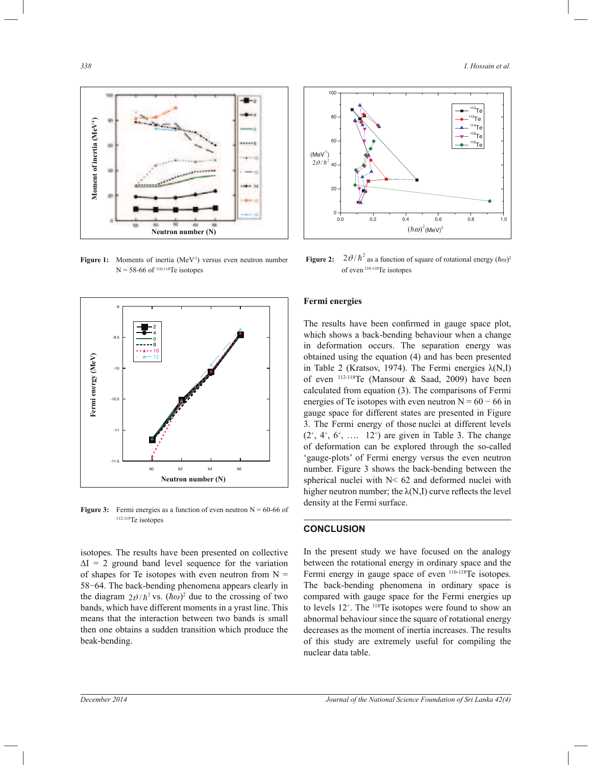Figure 1: Moments of inertia ($MeV^{-1}$) versus even neutron number N = 58-66 of $^{110-118}$Te isotopes

Figure 2: $2\vartheta/\hbar^2$ as a function of square of rotational energy $(\hbar\omega)^2$ of even $^{110-118}$Te isotopes

Figure 3: Fermi energies as a function of even neutron N = 60-66 of $^{112-118}$Te isotopes

isotopes. The results have been presented on collective $\Delta I = 2$ ground band level sequence for the variation of shapes for Te isotopes with even neutron from N = 58−64. The back-bending phenomena appears clearly in the diagram $2\vartheta/\hbar^2$ vs. $(\hbar\omega)^2$ due to the crossing of two bands, which have different moments in a yrast line. This means that the interaction between two bands is small then one obtains a sudden transition which produce the beak-bending.

## Fermi energies

The results have been confirmed in gauge space plot, which shows a back-bending behaviour when a change in deformation occurs. The separation energy was obtained using the equation (4) and has been presented in Table 2 (Kratsov, 1974). The Fermi energies λ(N,I) of even $^{112-118}$Te (Mansour & Saad, 2009) have been calculated from equation (3). The comparisons of Fermi energies of Te isotopes with even neutron N = 60 − 66 in gauge space for different states are presented in Figure 3. The Fermi energy of those nuclei at different levels ($2^+$, $4^+$, $6^+$, …. $12^+$) are given in Table 3. The change of deformation can be explored through the so-called 'gauge-plots' of Fermi energy versus the even neutron number. Figure 3 shows the back-bending between the spherical nuclei with N< 62 and deformed nuclei with higher neutron number; the λ(N,I) curve reflects the level density at the Fermi surface.

## CONCLUSION

In the present study we have focused on the analogy between the rotational energy in ordinary space and the Fermi energy in gauge space of even $^{110-118}$Te isotopes. The back-bending phenomena in ordinary space is compared with gauge space for the Fermi energies up to levels $12^+$. The $^{118}$Te isotopes were found to show an abnormal behaviour since the square of rotational energy decreases as the moment of inertia increases. The results of this study are extremely useful for compiling the nuclear data table.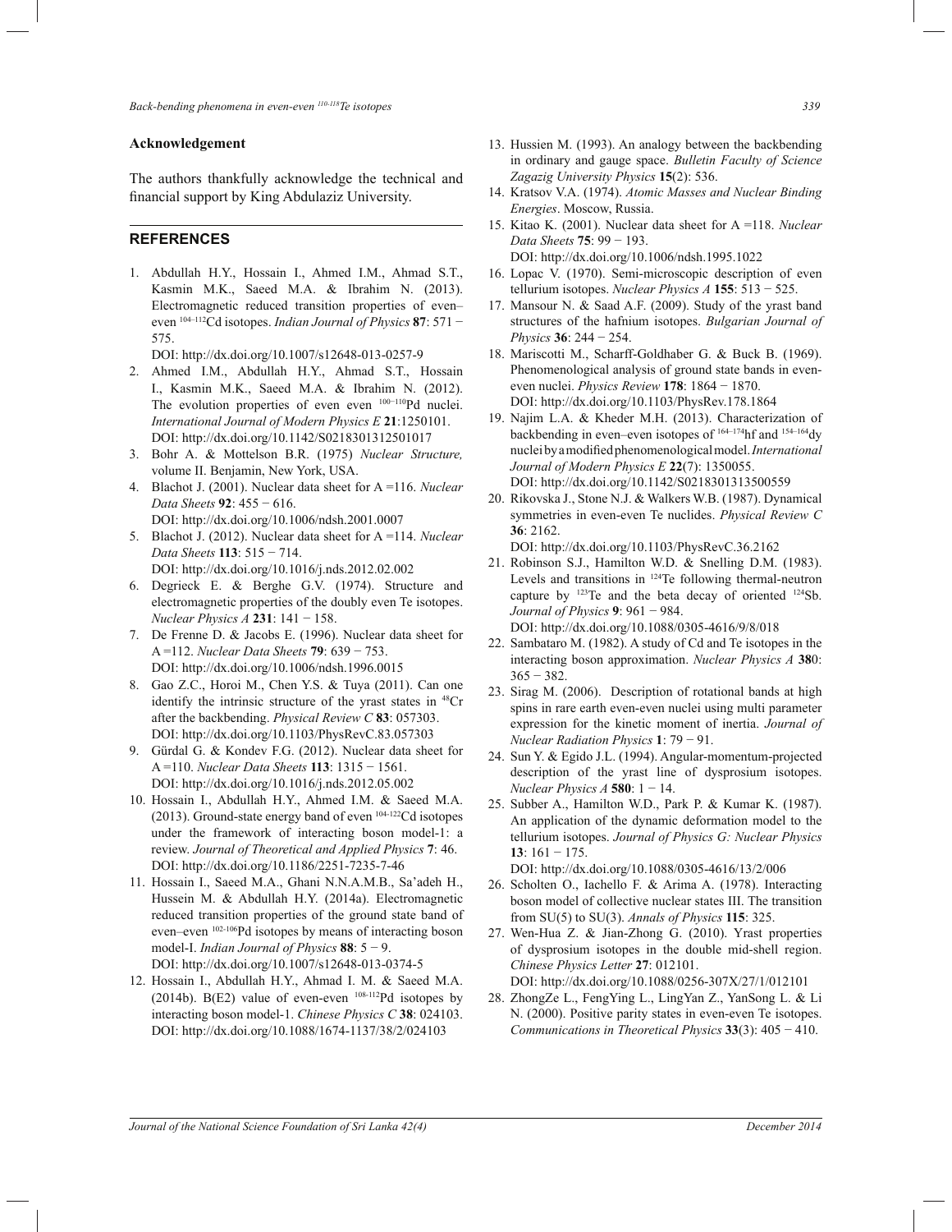### Acknowledgement

The authors thankfully acknowledge the technical and financial support by King Abdulaziz University.

## REFERENCES

1. Abdullah H.Y., Hossain I., Ahmed I.M., Ahmad S.T., Kasmin M.K., Saeed M.A. & Ibrahim N. (2013). Electromagnetic reduced transition properties of even–even $^{104-112}$Cd isotopes. *Indian Journal of Physics* **87**: 571 − 575.
   DOI: http://dx.doi.org/10.1007/s12648-013-0257-9
2. Ahmed I.M., Abdullah H.Y., Ahmad S.T., Hossain I., Kasmin M.K., Saeed M.A. & Ibrahim N. (2012). The evolution properties of even even $^{100-110}$Pd nuclei. *International Journal of Modern Physics E* **21**:1250101.
   DOI: http://dx.doi.org/10.1142/S0218301312501017
3. Bohr A. & Mottelson B.R. (1975) *Nuclear Structure,* volume II. Benjamin, New York, USA.
4. Blachot J. (2001). Nuclear data sheet for A =116. *Nuclear Data Sheets* **92**: 455 − 616.
   DOI: http://dx.doi.org/10.1006/ndsh.2001.0007
5. Blachot J. (2012). Nuclear data sheet for A =114. *Nuclear Data Sheets* **113**: 515 − 714.
   DOI: http://dx.doi.org/10.1016/j.nds.2012.02.002
6. Degrieck E. & Berghe G.V. (1974). Structure and electromagnetic properties of the doubly even Te isotopes. *Nuclear Physics A* **231**: 141 − 158.
7. De Frenne D. & Jacobs E. (1996). Nuclear data sheet for A =112. *Nuclear Data Sheets* **79**: 639 − 753.
   DOI: http://dx.doi.org/10.1006/ndsh.1996.0015
8. Gao Z.C., Horoi M., Chen Y.S. & Tuya (2011). Can one identify the intrinsic structure of the yrast states in $^{48}$Cr after the backbending. *Physical Review C* **83**: 057303.
   DOI: http://dx.doi.org/10.1103/PhysRevC.83.057303
9. Gürdal G. & Kondev F.G. (2012). Nuclear data sheet for A =110. *Nuclear Data Sheets* **113**: 1315 − 1561.
   DOI: http://dx.doi.org/10.1016/j.nds.2012.05.002
10. Hossain I., Abdullah H.Y., Ahmed I.M. & Saeed M.A. (2013). Ground-state energy band of even $^{104-122}$Cd isotopes under the framework of interacting boson model-1: a review. *Journal of Theoretical and Applied Physics* **7**: 46.
    DOI: http://dx.doi.org/10.1186/2251-7235-7-46
11. Hossain I., Saeed M.A., Ghani N.N.A.M.B., Sa'adeh H., Hussein M. & Abdullah H.Y. (2014a). Electromagnetic reduced transition properties of the ground state band of even–even $^{102-106}$Pd isotopes by means of interacting boson model-I. *Indian Journal of Physics* **88**: 5 − 9.
    DOI: http://dx.doi.org/10.1007/s12648-013-0374-5
12. Hossain I., Abdullah H.Y., Ahmad I. M. & Saeed M.A. (2014b). B(E2) value of even-even $^{108-112}$Pd isotopes by interacting boson model-1. *Chinese Physics C* **38**: 024103.
    DOI: http://dx.doi.org/10.1088/1674-1137/38/2/024103
13. Hussien M. (1993). An analogy between the backbending in ordinary and gauge space. *Bulletin Faculty of Science Zagazig University Physics* **15**(2): 536.
14. Kratsov V.A. (1974). *Atomic Masses and Nuclear Binding Energies*. Moscow, Russia.
15. Kitao K. (2001). Nuclear data sheet for A =118. *Nuclear Data Sheets* **75**: 99 − 193.
    DOI: http://dx.doi.org/10.1006/ndsh.1995.1022
16. Lopac V. (1970). Semi-microscopic description of even tellurium isotopes. *Nuclear Physics A* **155**: 513 − 525.
17. Mansour N. & Saad A.F. (2009). Study of the yrast band structures of the hafnium isotopes. *Bulgarian Journal of Physics* **36**: 244 − 254.
18. Mariscotti M., Scharff-Goldhaber G. & Buck B. (1969). Phenomenological analysis of ground state bands in even-even nuclei. *Physics Review* **178**: 1864 − 1870.
    DOI: http://dx.doi.org/10.1103/PhysRev.178.1864
19. Najim L.A. & Kheder M.H. (2013). Characterization of backbending in even–even isotopes of $^{164-174}$hf and $^{154-164}$dy nuclei by a modified phenomenological model. *International Journal of Modern Physics E* **22**(7): 1350055.
    DOI: http://dx.doi.org/10.1142/S0218301313500559
20. Rikovska J., Stone N.J. & Walkers W.B. (1987). Dynamical symmetries in even-even Te nuclides. *Physical Review C* **36**: 2162.
    DOI: http://dx.doi.org/10.1103/PhysRevC.36.2162
21. Robinson S.J., Hamilton W.D. & Snelling D.M. (1983). Levels and transitions in $^{124}$Te following thermal-neutron capture by $^{123}$Te and the beta decay of oriented $^{124}$Sb. *Journal of Physics* **9**: 961 − 984.
    DOI: http://dx.doi.org/10.1088/0305-4616/9/8/018
22. Sambataro M. (1982). A study of Cd and Te isotopes in the interacting boson approximation. *Nuclear Physics A* **38**0: 365 − 382.
23. Sirag M. (2006). Description of rotational bands at high spins in rare earth even-even nuclei using multi parameter expression for the kinetic moment of inertia. *Journal of Nuclear Radiation Physics* **1**: 79 − 91.
24. Sun Y. & Egido J.L. (1994). Angular-momentum-projected description of the yrast line of dysprosium isotopes. *Nuclear Physics A* **580**: 1 − 14.
25. Subber A., Hamilton W.D., Park P. & Kumar K. (1987). An application of the dynamic deformation model to the tellurium isotopes. *Journal of Physics G: Nuclear Physics* **13**: 161 − 175.
    DOI: http://dx.doi.org/10.1088/0305-4616/13/2/006
26. Scholten O., Iachello F. & Arima A. (1978). Interacting boson model of collective nuclear states III. The transition from SU(5) to SU(3). *Annals of Physics* **115**: 325.
27. Wen-Hua Z. & Jian-Zhong G. (2010). Yrast properties of dysprosium isotopes in the double mid-shell region. *Chinese Physics Letter* **27**: 012101.
    DOI: http://dx.doi.org/10.1088/0256-307X/27/1/012101
28. ZhongZe L., FengYing L., LingYan Z., YanSong L. & Li N. (2000). Positive parity states in even-even Te isotopes. *Communications in Theoretical Physics* **33**(3): 405 − 410.